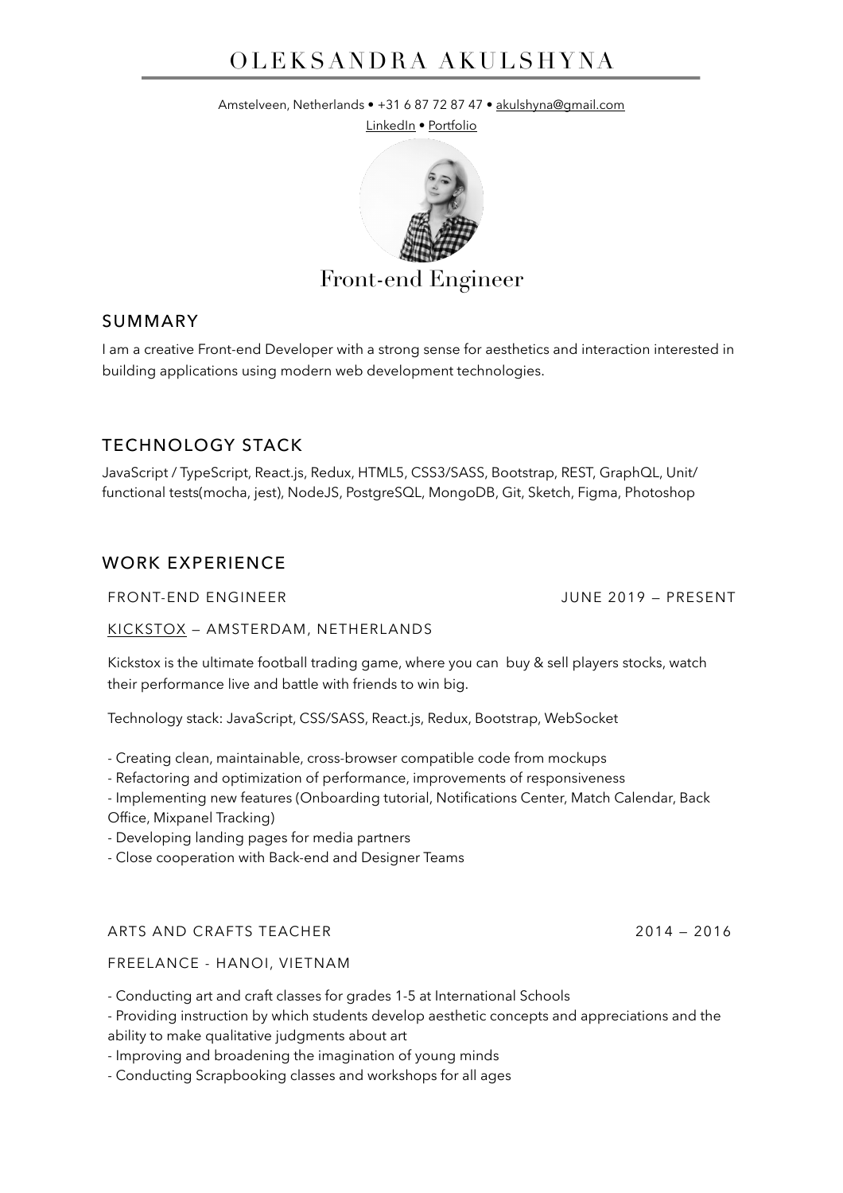# OLEKSANDRA AKULSHYNA

Amstelveen, Netherlands • +31 6 87 72 87 47 • akulshyna@gmail.com

LinkedIn • Portfolio

## Front-end Engineer

## SUMMARY

I am a creative Front-end Developer with a strong sense for aesthetics and interaction interested in building applications using modern web development technologies.

## TECHNOLOGY STACK

JavaScript / TypeScript, React.js, Redux, HTML5, CSS3/SASS, Bootstrap, REST, GraphQL, Unit/functional tests(mocha, jest), NodeJS, PostgreSQL, MongoDB, Git, Sketch, Figma, Photoshop

## WORK EXPERIENCE

### FRONT-END ENGINEER — JUNE 2019 – PRESENT

KICKSTOX — AMSTERDAM, NETHERLANDS

Kickstox is the ultimate football trading game, where you can buy & sell players stocks, watch their performance live and battle with friends to win big.

Technology stack: JavaScript, CSS/SASS, React.js, Redux, Bootstrap, WebSocket

- Creating clean, maintainable, cross-browser compatible code from mockups
- Refactoring and optimization of performance, improvements of responsiveness
- Implementing new features (Onboarding tutorial, Notifications Center, Match Calendar, Back Office, Mixpanel Tracking)
- Developing landing pages for media partners
- Close cooperation with Back-end and Designer Teams

### ARTS AND CRAFTS TEACHER — 2014 – 2016

FREELANCE - HANOI, VIETNAM

- Conducting art and craft classes for grades 1-5 at International Schools
- Providing instruction by which students develop aesthetic concepts and appreciations and the ability to make qualitative judgments about art
- Improving and broadening the imagination of young minds
- Conducting Scrapbooking classes and workshops for all ages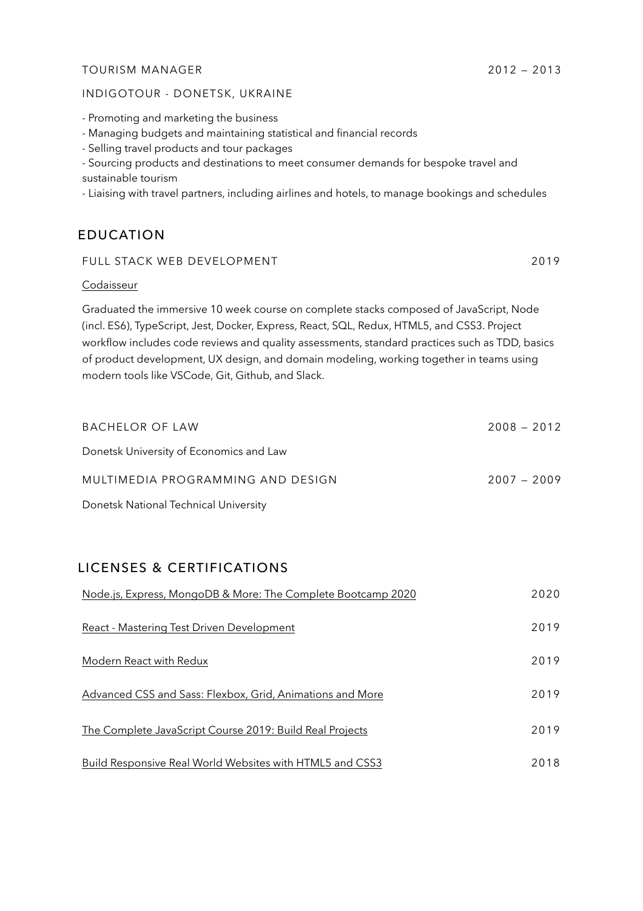TOURISM MANAGER 2012 – 2013

INDIGOTOUR - DONETSK, UKRAINE

- Promoting and marketing the business
- Managing budgets and maintaining statistical and financial records
- Selling travel products and tour packages
- Sourcing products and destinations to meet consumer demands for bespoke travel and sustainable tourism
- Liaising with travel partners, including airlines and hotels, to manage bookings and schedules

## EDUCATION

FULL STACK WEB DEVELOPMENT 2019

Codaisseur

Graduated the immersive 10 week course on complete stacks composed of JavaScript, Node (incl. ES6), TypeScript, Jest, Docker, Express, React, SQL, Redux, HTML5, and CSS3. Project workflow includes code reviews and quality assessments, standard practices such as TDD, basics of product development, UX design, and domain modeling, working together in teams using modern tools like VSCode, Git, Github, and Slack.

BACHELOR OF LAW 2008 – 2012

Donetsk University of Economics and Law

MULTIMEDIA PROGRAMMING AND DESIGN 2007 – 2009

Donetsk National Technical University

## LICENSES & CERTIFICATIONS

Node.js, Express, MongoDB & More: The Complete Bootcamp 2020 — 2020

React - Mastering Test Driven Development — 2019

Modern React with Redux — 2019

Advanced CSS and Sass: Flexbox, Grid, Animations and More — 2019

The Complete JavaScript Course 2019: Build Real Projects — 2019

Build Responsive Real World Websites with HTML5 and CSS3 — 2018